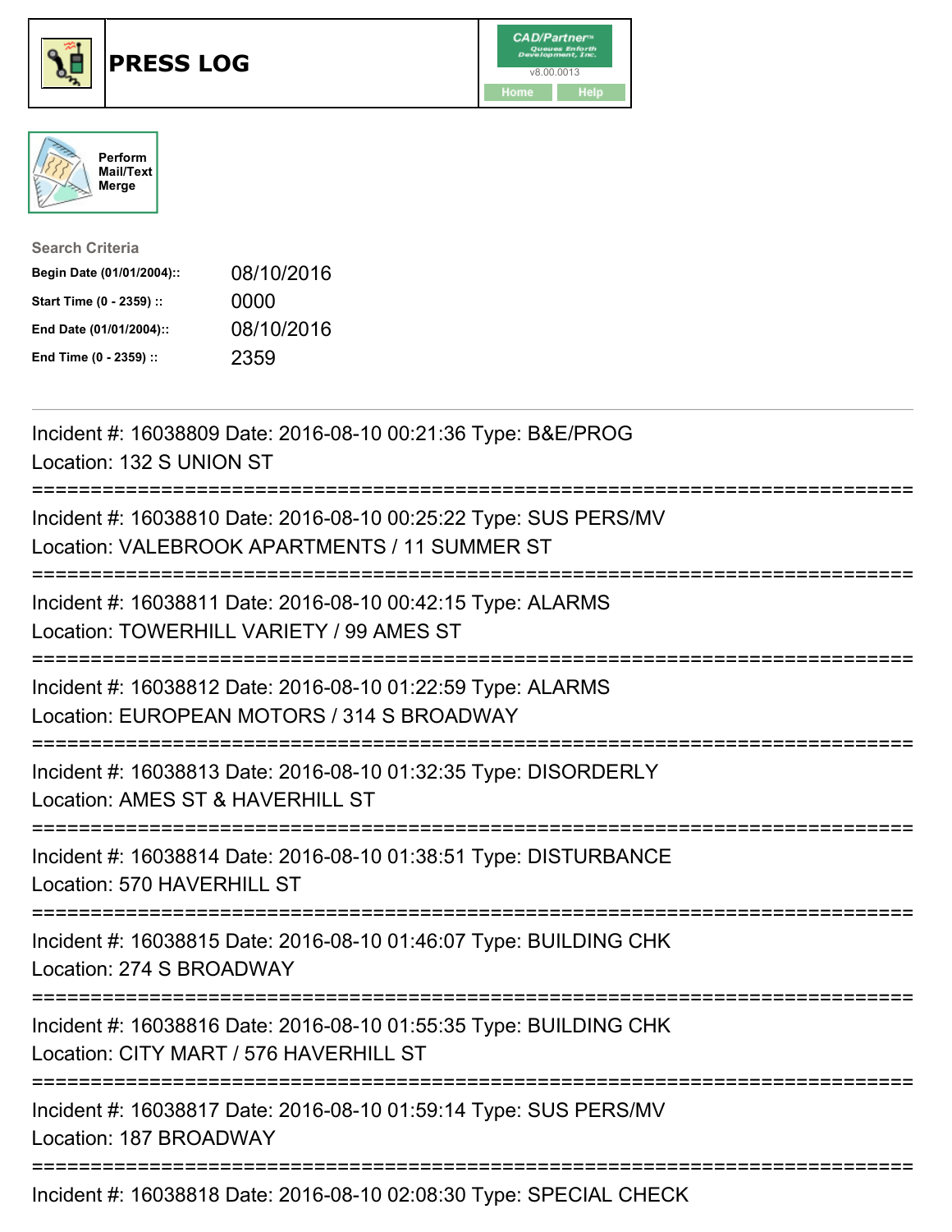# PRESS LOG

Perform Mail/Text Merge

**Search Criteria**

| | |
|---|---|
| **Begin Date (01/01/2004)::** | 08/10/2016 |
| **Start Time (0 - 2359) ::** | 0000 |
| **End Date (01/01/2004)::** | 08/10/2016 |
| **End Time (0 - 2359) ::** | 2359 |

---

Incident #: 16038809 Date: 2016-08-10 00:21:36 Type: B&E/PROG
Location: 132 S UNION ST

===========================================================================

Incident #: 16038810 Date: 2016-08-10 00:25:22 Type: SUS PERS/MV
Location: VALEBROOK APARTMENTS / 11 SUMMER ST

===========================================================================

Incident #: 16038811 Date: 2016-08-10 00:42:15 Type: ALARMS
Location: TOWERHILL VARIETY / 99 AMES ST

===========================================================================

Incident #: 16038812 Date: 2016-08-10 01:22:59 Type: ALARMS
Location: EUROPEAN MOTORS / 314 S BROADWAY

===========================================================================

Incident #: 16038813 Date: 2016-08-10 01:32:35 Type: DISORDERLY
Location: AMES ST & HAVERHILL ST

===========================================================================

Incident #: 16038814 Date: 2016-08-10 01:38:51 Type: DISTURBANCE
Location: 570 HAVERHILL ST

===========================================================================

Incident #: 16038815 Date: 2016-08-10 01:46:07 Type: BUILDING CHK
Location: 274 S BROADWAY

===========================================================================

Incident #: 16038816 Date: 2016-08-10 01:55:35 Type: BUILDING CHK
Location: CITY MART / 576 HAVERHILL ST

===========================================================================

Incident #: 16038817 Date: 2016-08-10 01:59:14 Type: SUS PERS/MV
Location: 187 BROADWAY

===========================================================================

Incident #: 16038818 Date: 2016-08-10 02:08:30 Type: SPECIAL CHECK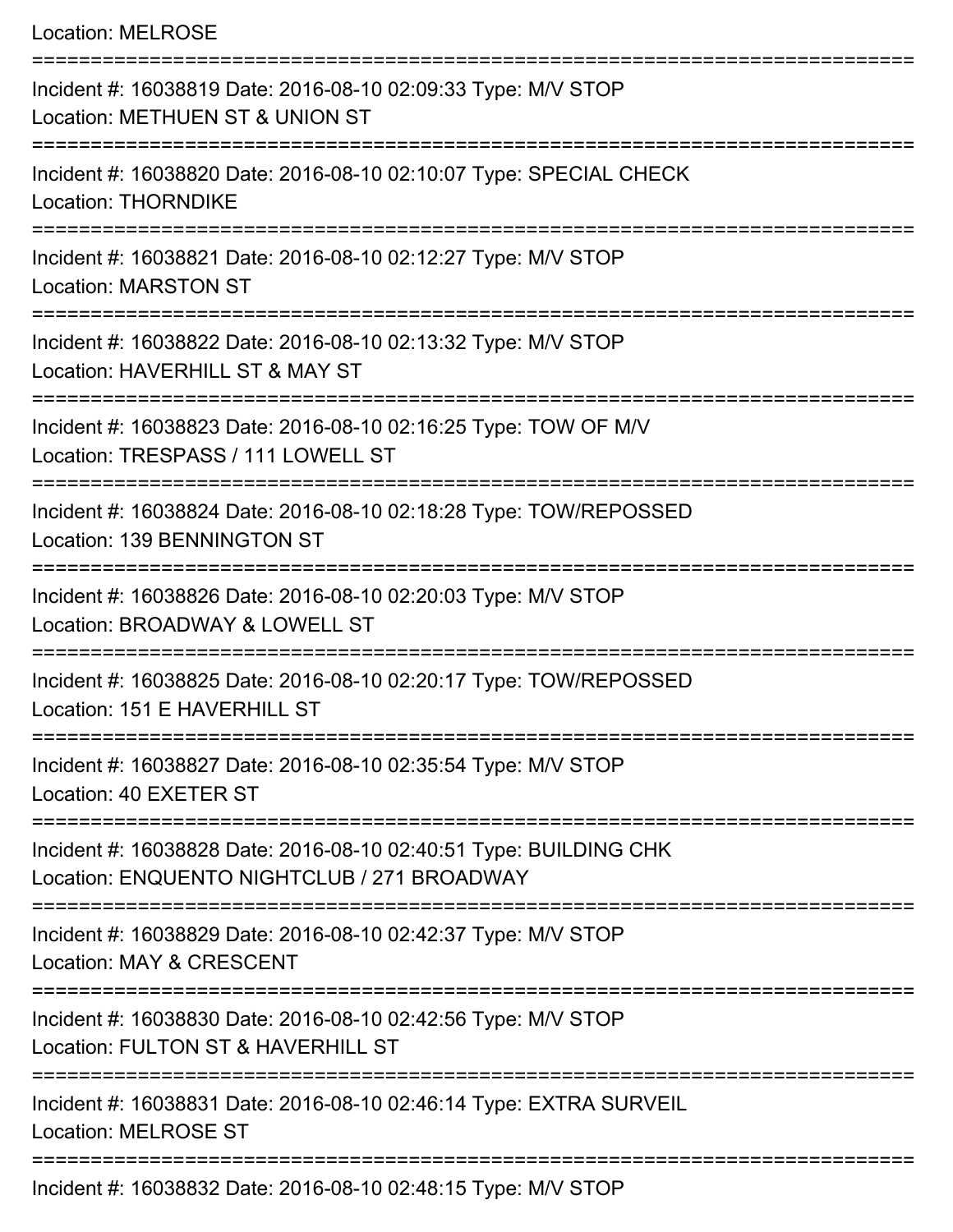Location: MELROSE

===========================================================================

Incident #: 16038819 Date: 2016-08-10 02:09:33 Type: M/V STOP
Location: METHUEN ST & UNION ST

===========================================================================

Incident #: 16038820 Date: 2016-08-10 02:10:07 Type: SPECIAL CHECK
Location: THORNDIKE

===========================================================================

Incident #: 16038821 Date: 2016-08-10 02:12:27 Type: M/V STOP
Location: MARSTON ST

===========================================================================

Incident #: 16038822 Date: 2016-08-10 02:13:32 Type: M/V STOP
Location: HAVERHILL ST & MAY ST

===========================================================================

Incident #: 16038823 Date: 2016-08-10 02:16:25 Type: TOW OF M/V
Location: TRESPASS / 111 LOWELL ST

===========================================================================

Incident #: 16038824 Date: 2016-08-10 02:18:28 Type: TOW/REPOSSED
Location: 139 BENNINGTON ST

===========================================================================

Incident #: 16038826 Date: 2016-08-10 02:20:03 Type: M/V STOP
Location: BROADWAY & LOWELL ST

===========================================================================

Incident #: 16038825 Date: 2016-08-10 02:20:17 Type: TOW/REPOSSED
Location: 151 E HAVERHILL ST

===========================================================================

Incident #: 16038827 Date: 2016-08-10 02:35:54 Type: M/V STOP
Location: 40 EXETER ST

===========================================================================

Incident #: 16038828 Date: 2016-08-10 02:40:51 Type: BUILDING CHK
Location: ENQUENTO NIGHTCLUB / 271 BROADWAY

===========================================================================

Incident #: 16038829 Date: 2016-08-10 02:42:37 Type: M/V STOP
Location: MAY & CRESCENT

===========================================================================

Incident #: 16038830 Date: 2016-08-10 02:42:56 Type: M/V STOP
Location: FULTON ST & HAVERHILL ST

===========================================================================

Incident #: 16038831 Date: 2016-08-10 02:46:14 Type: EXTRA SURVEIL
Location: MELROSE ST

===========================================================================

Incident #: 16038832 Date: 2016-08-10 02:48:15 Type: M/V STOP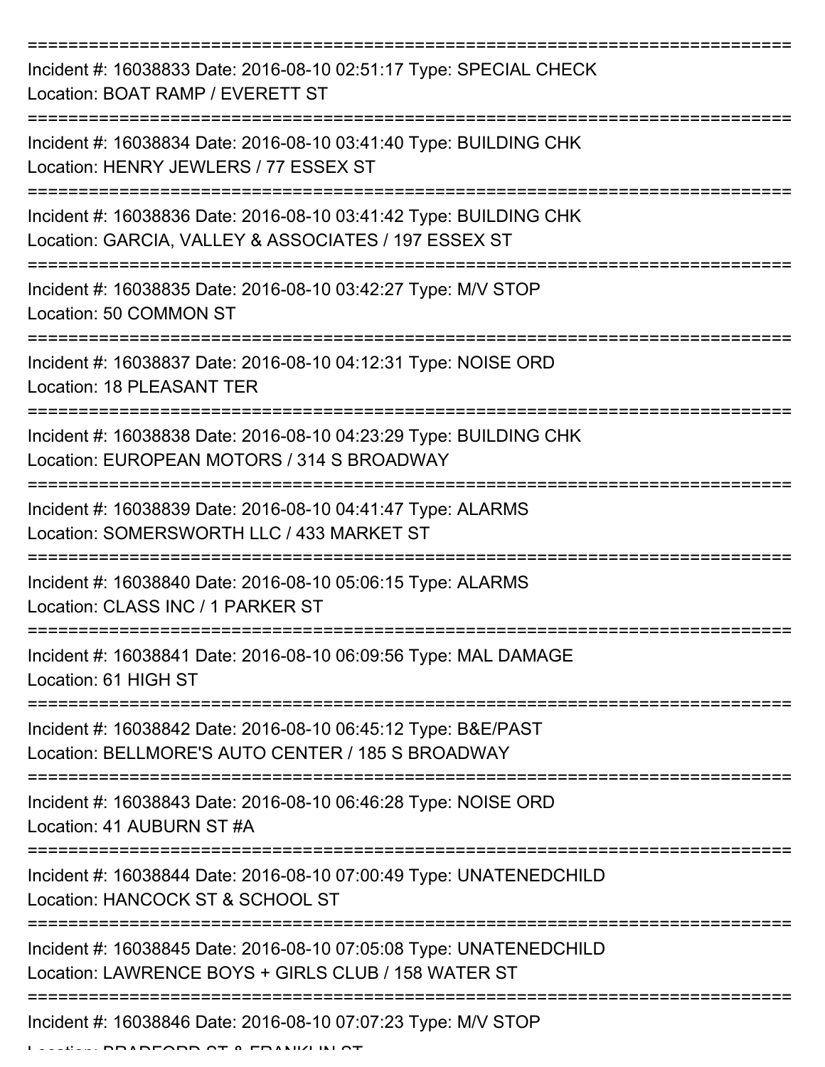===========================================================================

Incident #: 16038833 Date: 2016-08-10 02:51:17 Type: SPECIAL CHECK
Location: BOAT RAMP / EVERETT ST

===========================================================================

Incident #: 16038834 Date: 2016-08-10 03:41:40 Type: BUILDING CHK
Location: HENRY JEWLERS / 77 ESSEX ST

===========================================================================

Incident #: 16038836 Date: 2016-08-10 03:41:42 Type: BUILDING CHK
Location: GARCIA, VALLEY & ASSOCIATES / 197 ESSEX ST

===========================================================================

Incident #: 16038835 Date: 2016-08-10 03:42:27 Type: M/V STOP
Location: 50 COMMON ST

===========================================================================

Incident #: 16038837 Date: 2016-08-10 04:12:31 Type: NOISE ORD
Location: 18 PLEASANT TER

===========================================================================

Incident #: 16038838 Date: 2016-08-10 04:23:29 Type: BUILDING CHK
Location: EUROPEAN MOTORS / 314 S BROADWAY

===========================================================================

Incident #: 16038839 Date: 2016-08-10 04:41:47 Type: ALARMS
Location: SOMERSWORTH LLC / 433 MARKET ST

===========================================================================

Incident #: 16038840 Date: 2016-08-10 05:06:15 Type: ALARMS
Location: CLASS INC / 1 PARKER ST

===========================================================================

Incident #: 16038841 Date: 2016-08-10 06:09:56 Type: MAL DAMAGE
Location: 61 HIGH ST

===========================================================================

Incident #: 16038842 Date: 2016-08-10 06:45:12 Type: B&E/PAST
Location: BELLMORE'S AUTO CENTER / 185 S BROADWAY

===========================================================================

Incident #: 16038843 Date: 2016-08-10 06:46:28 Type: NOISE ORD
Location: 41 AUBURN ST #A

===========================================================================

Incident #: 16038844 Date: 2016-08-10 07:00:49 Type: UNATENEDCHILD
Location: HANCOCK ST & SCHOOL ST

===========================================================================

Incident #: 16038845 Date: 2016-08-10 07:05:08 Type: UNATENEDCHILD
Location: LAWRENCE BOYS + GIRLS CLUB / 158 WATER ST

===========================================================================

Incident #: 16038846 Date: 2016-08-10 07:07:23 Type: M/V STOP
Location: BRADFORD ST & FRANKLIN ST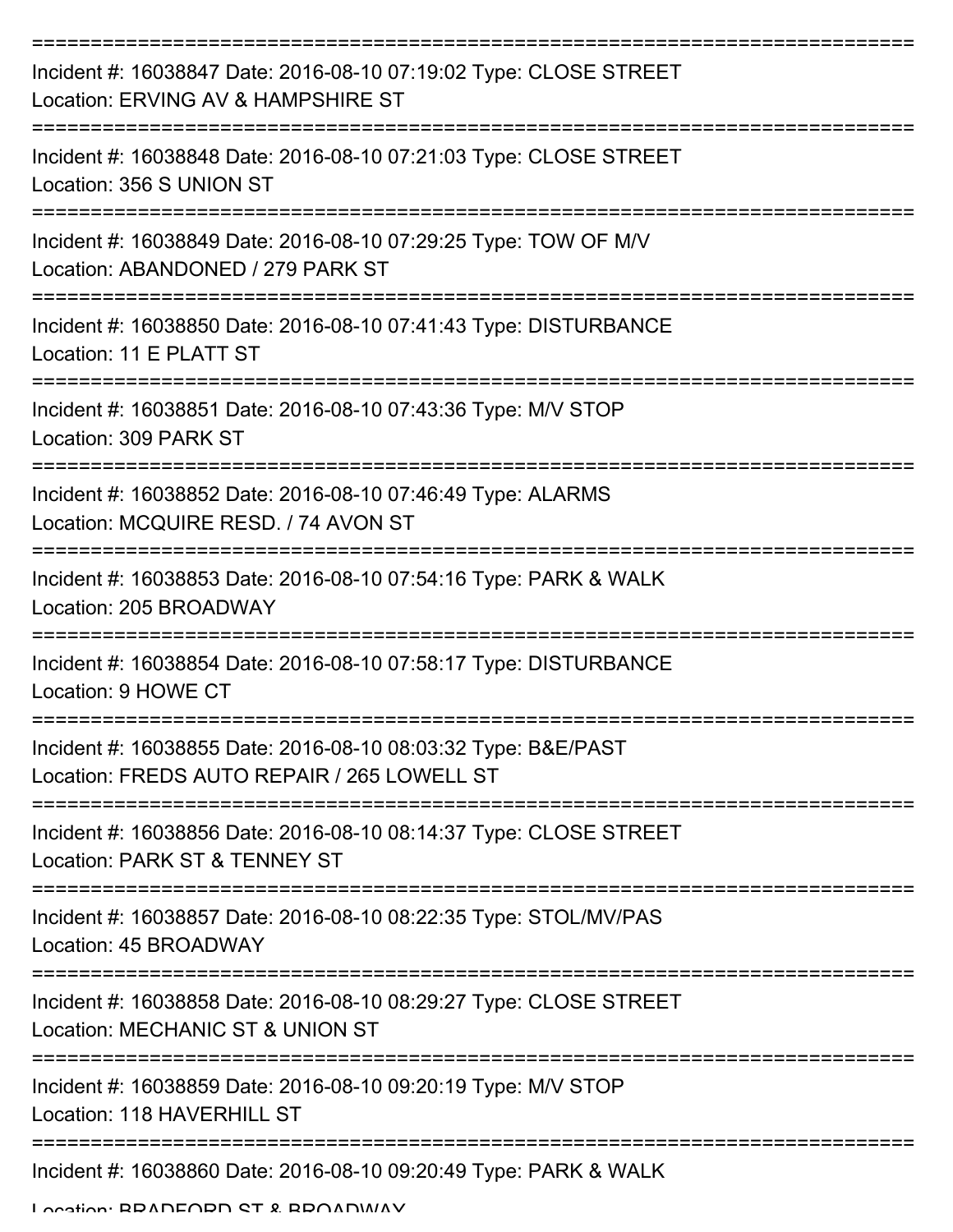===========================================================================

Incident #: 16038847 Date: 2016-08-10 07:19:02 Type: CLOSE STREET
Location: ERVING AV & HAMPSHIRE ST

===========================================================================

Incident #: 16038848 Date: 2016-08-10 07:21:03 Type: CLOSE STREET
Location: 356 S UNION ST

===========================================================================

Incident #: 16038849 Date: 2016-08-10 07:29:25 Type: TOW OF M/V
Location: ABANDONED / 279 PARK ST

===========================================================================

Incident #: 16038850 Date: 2016-08-10 07:41:43 Type: DISTURBANCE
Location: 11 E PLATT ST

===========================================================================

Incident #: 16038851 Date: 2016-08-10 07:43:36 Type: M/V STOP
Location: 309 PARK ST

===========================================================================

Incident #: 16038852 Date: 2016-08-10 07:46:49 Type: ALARMS
Location: MCQUIRE RESD. / 74 AVON ST

===========================================================================

Incident #: 16038853 Date: 2016-08-10 07:54:16 Type: PARK & WALK
Location: 205 BROADWAY

===========================================================================

Incident #: 16038854 Date: 2016-08-10 07:58:17 Type: DISTURBANCE
Location: 9 HOWE CT

===========================================================================

Incident #: 16038855 Date: 2016-08-10 08:03:32 Type: B&E/PAST
Location: FREDS AUTO REPAIR / 265 LOWELL ST

===========================================================================

Incident #: 16038856 Date: 2016-08-10 08:14:37 Type: CLOSE STREET
Location: PARK ST & TENNEY ST

===========================================================================

Incident #: 16038857 Date: 2016-08-10 08:22:35 Type: STOL/MV/PAS
Location: 45 BROADWAY

===========================================================================

Incident #: 16038858 Date: 2016-08-10 08:29:27 Type: CLOSE STREET
Location: MECHANIC ST & UNION ST

===========================================================================

Incident #: 16038859 Date: 2016-08-10 09:20:19 Type: M/V STOP
Location: 118 HAVERHILL ST

===========================================================================

Incident #: 16038860 Date: 2016-08-10 09:20:49 Type: PARK & WALK
Location: BRADFORD ST & BROADWAY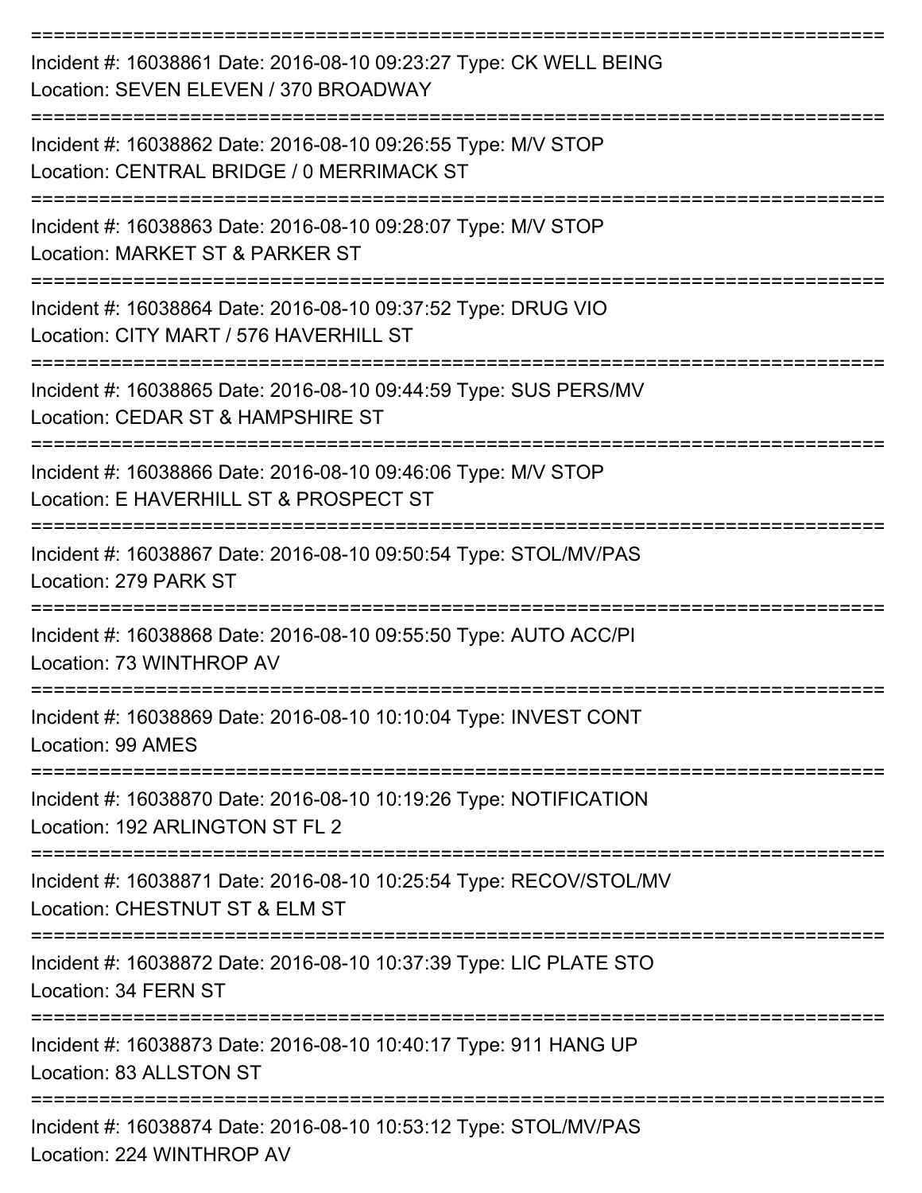Incident #: 16038861 Date: 2016-08-10 09:23:27 Type: CK WELL BEING
Location: SEVEN ELEVEN / 370 BROADWAY

Incident #: 16038862 Date: 2016-08-10 09:26:55 Type: M/V STOP
Location: CENTRAL BRIDGE / 0 MERRIMACK ST

Incident #: 16038863 Date: 2016-08-10 09:28:07 Type: M/V STOP
Location: MARKET ST & PARKER ST

Incident #: 16038864 Date: 2016-08-10 09:37:52 Type: DRUG VIO
Location: CITY MART / 576 HAVERHILL ST

Incident #: 16038865 Date: 2016-08-10 09:44:59 Type: SUS PERS/MV
Location: CEDAR ST & HAMPSHIRE ST

Incident #: 16038866 Date: 2016-08-10 09:46:06 Type: M/V STOP
Location: E HAVERHILL ST & PROSPECT ST

Incident #: 16038867 Date: 2016-08-10 09:50:54 Type: STOL/MV/PAS
Location: 279 PARK ST

Incident #: 16038868 Date: 2016-08-10 09:55:50 Type: AUTO ACC/PI
Location: 73 WINTHROP AV

Incident #: 16038869 Date: 2016-08-10 10:10:04 Type: INVEST CONT
Location: 99 AMES

Incident #: 16038870 Date: 2016-08-10 10:19:26 Type: NOTIFICATION
Location: 192 ARLINGTON ST FL 2

Incident #: 16038871 Date: 2016-08-10 10:25:54 Type: RECOV/STOL/MV
Location: CHESTNUT ST & ELM ST

Incident #: 16038872 Date: 2016-08-10 10:37:39 Type: LIC PLATE STO
Location: 34 FERN ST

Incident #: 16038873 Date: 2016-08-10 10:40:17 Type: 911 HANG UP
Location: 83 ALLSTON ST

Incident #: 16038874 Date: 2016-08-10 10:53:12 Type: STOL/MV/PAS
Location: 224 WINTHROP AV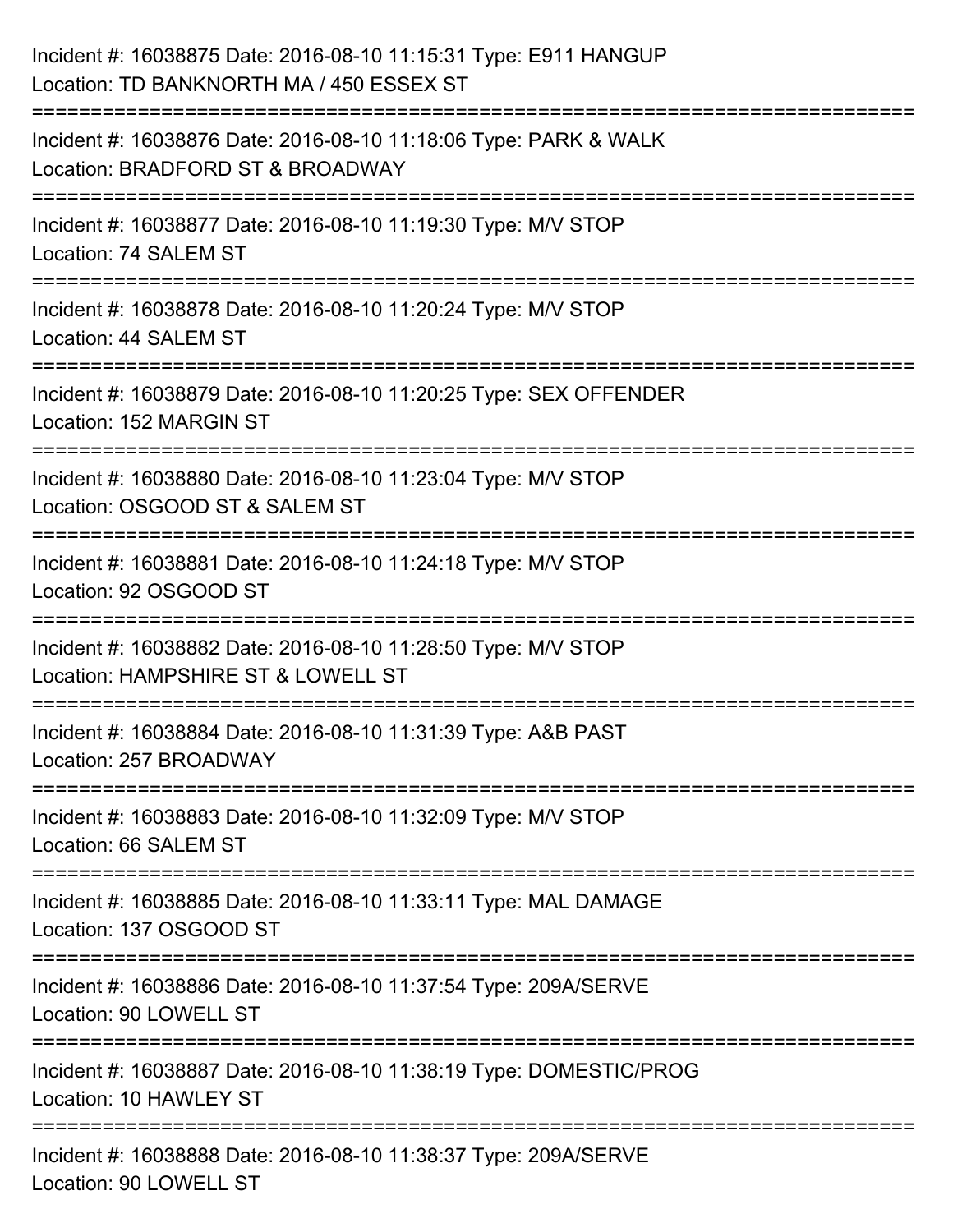Incident #: 16038875 Date: 2016-08-10 11:15:31 Type: E911 HANGUP
Location: TD BANKNORTH MA / 450 ESSEX ST

===========================================================================

Incident #: 16038876 Date: 2016-08-10 11:18:06 Type: PARK & WALK
Location: BRADFORD ST & BROADWAY

===========================================================================

Incident #: 16038877 Date: 2016-08-10 11:19:30 Type: M/V STOP
Location: 74 SALEM ST

===========================================================================

Incident #: 16038878 Date: 2016-08-10 11:20:24 Type: M/V STOP
Location: 44 SALEM ST

===========================================================================

Incident #: 16038879 Date: 2016-08-10 11:20:25 Type: SEX OFFENDER
Location: 152 MARGIN ST

===========================================================================

Incident #: 16038880 Date: 2016-08-10 11:23:04 Type: M/V STOP
Location: OSGOOD ST & SALEM ST

===========================================================================

Incident #: 16038881 Date: 2016-08-10 11:24:18 Type: M/V STOP
Location: 92 OSGOOD ST

===========================================================================

Incident #: 16038882 Date: 2016-08-10 11:28:50 Type: M/V STOP
Location: HAMPSHIRE ST & LOWELL ST

===========================================================================

Incident #: 16038884 Date: 2016-08-10 11:31:39 Type: A&B PAST
Location: 257 BROADWAY

===========================================================================

Incident #: 16038883 Date: 2016-08-10 11:32:09 Type: M/V STOP
Location: 66 SALEM ST

===========================================================================

Incident #: 16038885 Date: 2016-08-10 11:33:11 Type: MAL DAMAGE
Location: 137 OSGOOD ST

===========================================================================

Incident #: 16038886 Date: 2016-08-10 11:37:54 Type: 209A/SERVE
Location: 90 LOWELL ST

===========================================================================

Incident #: 16038887 Date: 2016-08-10 11:38:19 Type: DOMESTIC/PROG
Location: 10 HAWLEY ST

===========================================================================

Incident #: 16038888 Date: 2016-08-10 11:38:37 Type: 209A/SERVE
Location: 90 LOWELL ST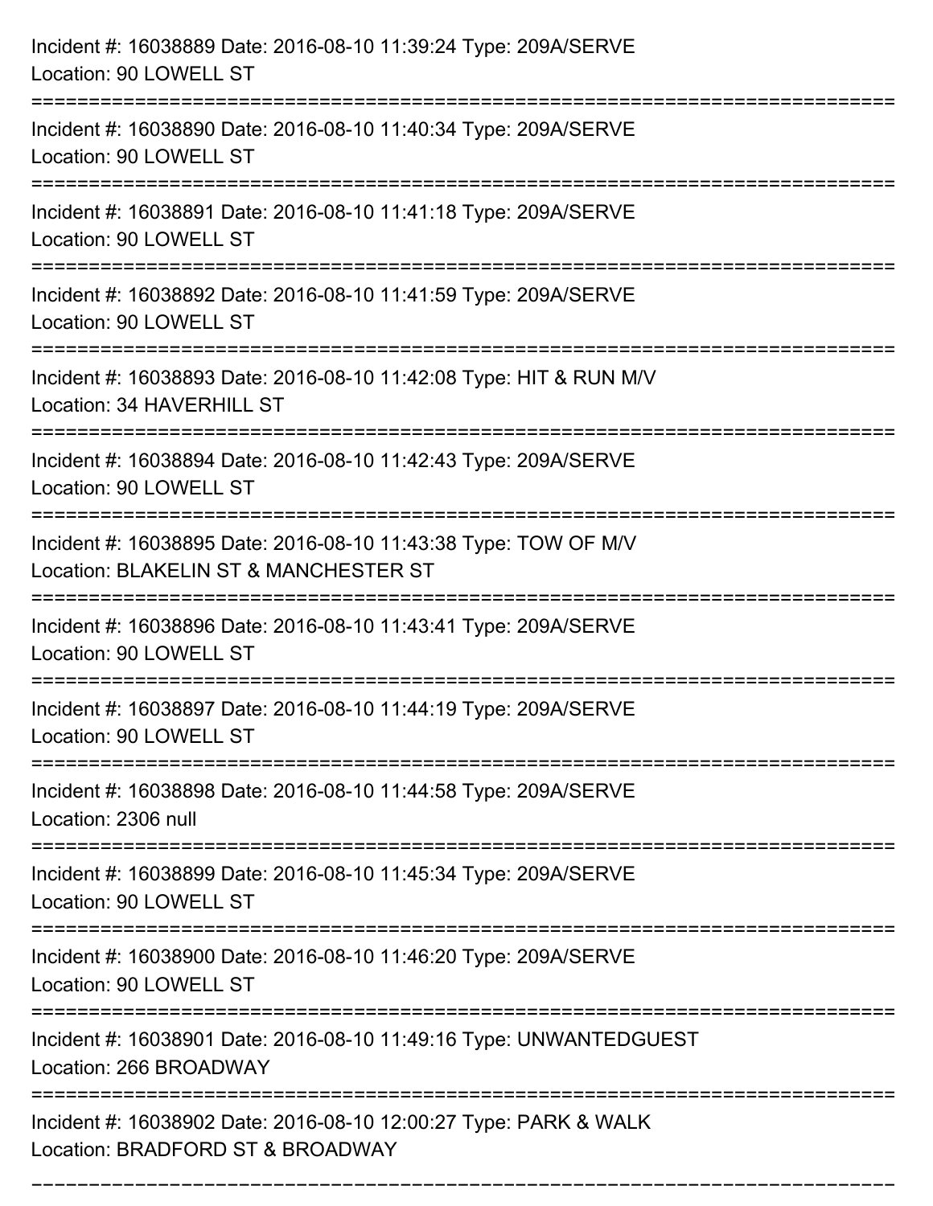Incident #: 16038889 Date: 2016-08-10 11:39:24 Type: 209A/SERVE
Location: 90 LOWELL ST

===========================================================================

Incident #: 16038890 Date: 2016-08-10 11:40:34 Type: 209A/SERVE
Location: 90 LOWELL ST

===========================================================================

Incident #: 16038891 Date: 2016-08-10 11:41:18 Type: 209A/SERVE
Location: 90 LOWELL ST

===========================================================================

Incident #: 16038892 Date: 2016-08-10 11:41:59 Type: 209A/SERVE
Location: 90 LOWELL ST

===========================================================================

Incident #: 16038893 Date: 2016-08-10 11:42:08 Type: HIT & RUN M/V
Location: 34 HAVERHILL ST

===========================================================================

Incident #: 16038894 Date: 2016-08-10 11:42:43 Type: 209A/SERVE
Location: 90 LOWELL ST

===========================================================================

Incident #: 16038895 Date: 2016-08-10 11:43:38 Type: TOW OF M/V
Location: BLAKELIN ST & MANCHESTER ST

===========================================================================

Incident #: 16038896 Date: 2016-08-10 11:43:41 Type: 209A/SERVE
Location: 90 LOWELL ST

===========================================================================

Incident #: 16038897 Date: 2016-08-10 11:44:19 Type: 209A/SERVE
Location: 90 LOWELL ST

===========================================================================

Incident #: 16038898 Date: 2016-08-10 11:44:58 Type: 209A/SERVE
Location: 2306 null

===========================================================================

Incident #: 16038899 Date: 2016-08-10 11:45:34 Type: 209A/SERVE
Location: 90 LOWELL ST

===========================================================================

Incident #: 16038900 Date: 2016-08-10 11:46:20 Type: 209A/SERVE
Location: 90 LOWELL ST

===========================================================================

Incident #: 16038901 Date: 2016-08-10 11:49:16 Type: UNWANTEDGUEST
Location: 266 BROADWAY

===========================================================================

Incident #: 16038902 Date: 2016-08-10 12:00:27 Type: PARK & WALK
Location: BRADFORD ST & BROADWAY

===========================================================================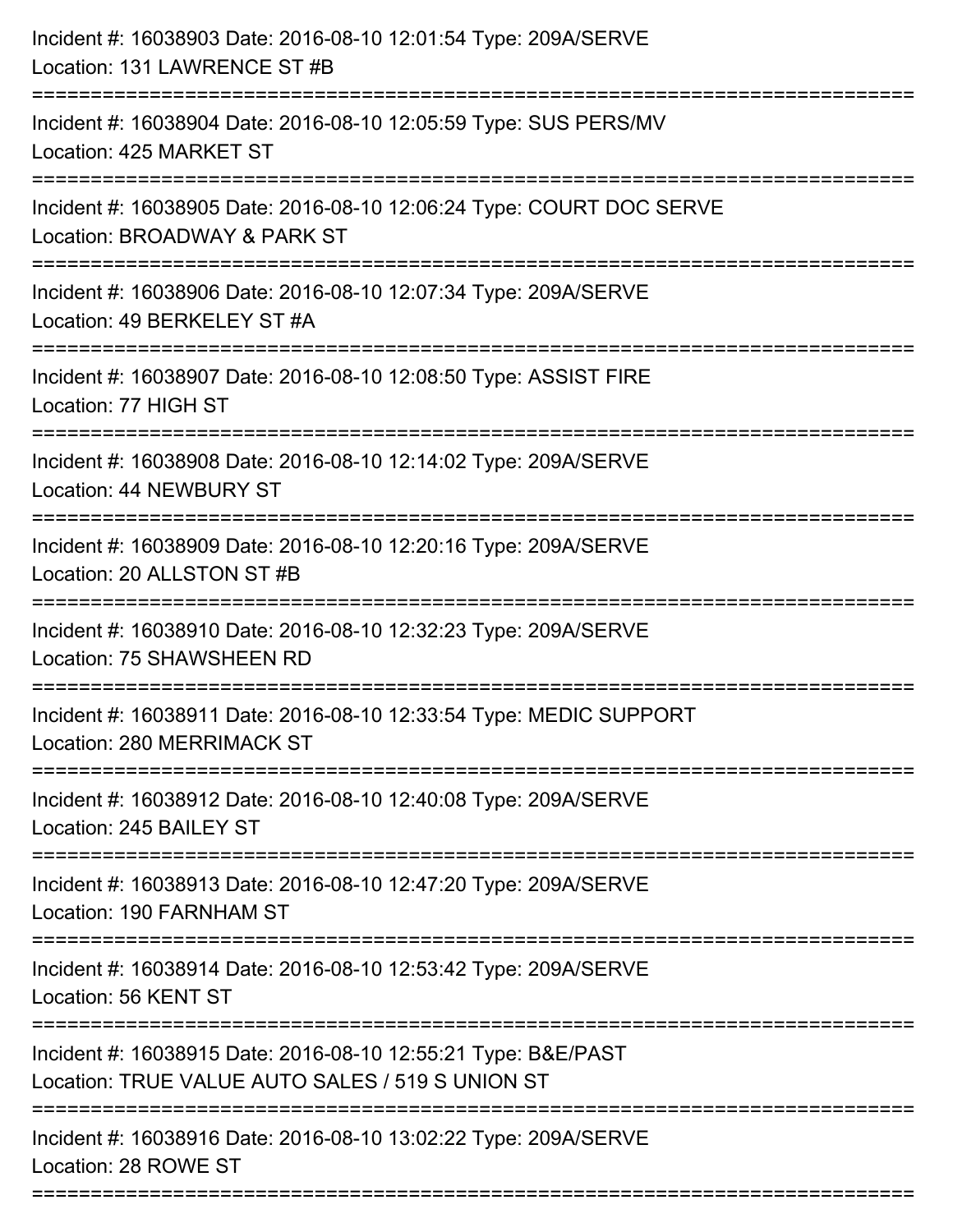Incident #: 16038903 Date: 2016-08-10 12:01:54 Type: 209A/SERVE
Location: 131 LAWRENCE ST #B

===========================================================================

Incident #: 16038904 Date: 2016-08-10 12:05:59 Type: SUS PERS/MV
Location: 425 MARKET ST

===========================================================================

Incident #: 16038905 Date: 2016-08-10 12:06:24 Type: COURT DOC SERVE
Location: BROADWAY & PARK ST

===========================================================================

Incident #: 16038906 Date: 2016-08-10 12:07:34 Type: 209A/SERVE
Location: 49 BERKELEY ST #A

===========================================================================

Incident #: 16038907 Date: 2016-08-10 12:08:50 Type: ASSIST FIRE
Location: 77 HIGH ST

===========================================================================

Incident #: 16038908 Date: 2016-08-10 12:14:02 Type: 209A/SERVE
Location: 44 NEWBURY ST

===========================================================================

Incident #: 16038909 Date: 2016-08-10 12:20:16 Type: 209A/SERVE
Location: 20 ALLSTON ST #B

===========================================================================

Incident #: 16038910 Date: 2016-08-10 12:32:23 Type: 209A/SERVE
Location: 75 SHAWSHEEN RD

===========================================================================

Incident #: 16038911 Date: 2016-08-10 12:33:54 Type: MEDIC SUPPORT
Location: 280 MERRIMACK ST

===========================================================================

Incident #: 16038912 Date: 2016-08-10 12:40:08 Type: 209A/SERVE
Location: 245 BAILEY ST

===========================================================================

Incident #: 16038913 Date: 2016-08-10 12:47:20 Type: 209A/SERVE
Location: 190 FARNHAM ST

===========================================================================

Incident #: 16038914 Date: 2016-08-10 12:53:42 Type: 209A/SERVE
Location: 56 KENT ST

===========================================================================

Incident #: 16038915 Date: 2016-08-10 12:55:21 Type: B&E/PAST
Location: TRUE VALUE AUTO SALES / 519 S UNION ST

===========================================================================

Incident #: 16038916 Date: 2016-08-10 13:02:22 Type: 209A/SERVE
Location: 28 ROWE ST

===========================================================================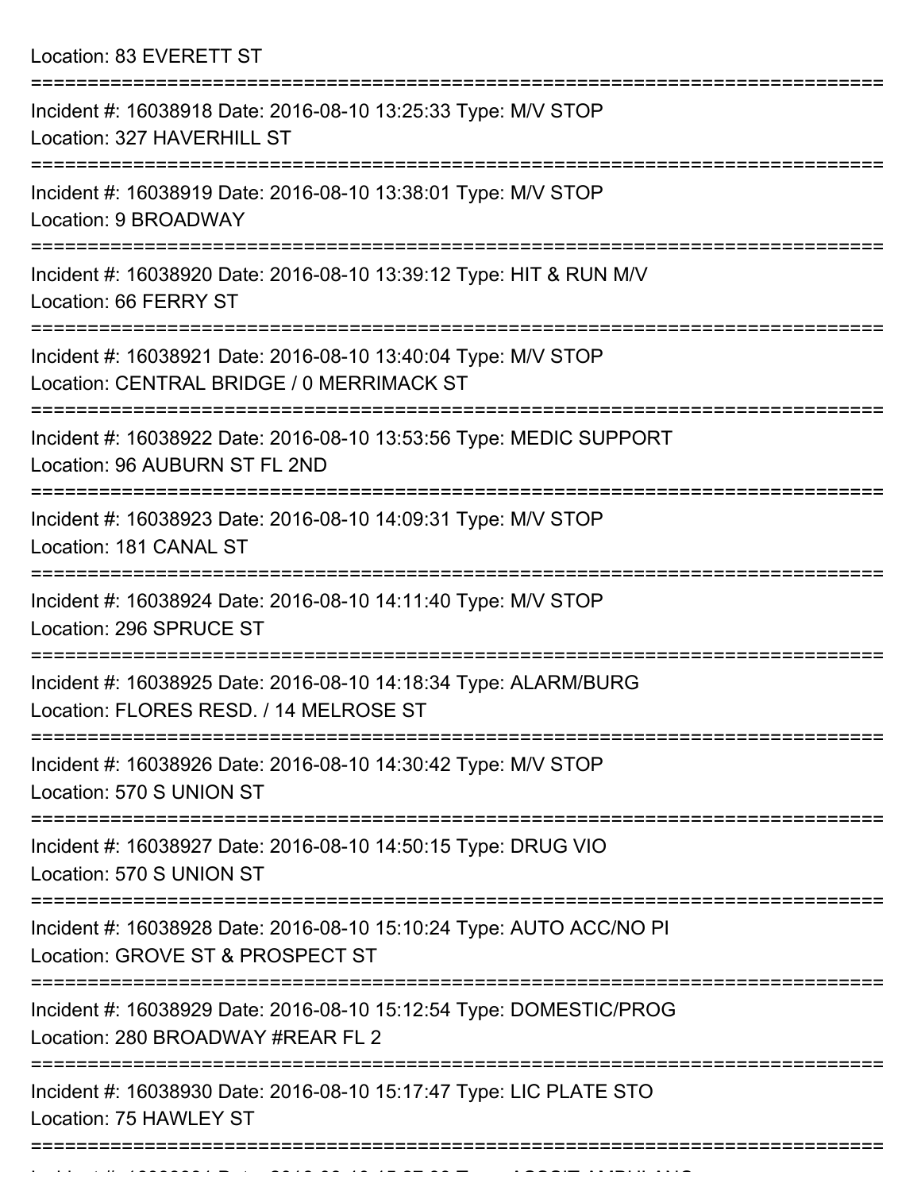Location: 83 EVERETT ST

===========================================================================

Incident #: 16038918 Date: 2016-08-10 13:25:33 Type: M/V STOP
Location: 327 HAVERHILL ST

===========================================================================

Incident #: 16038919 Date: 2016-08-10 13:38:01 Type: M/V STOP
Location: 9 BROADWAY

===========================================================================

Incident #: 16038920 Date: 2016-08-10 13:39:12 Type: HIT & RUN M/V
Location: 66 FERRY ST

===========================================================================

Incident #: 16038921 Date: 2016-08-10 13:40:04 Type: M/V STOP
Location: CENTRAL BRIDGE / 0 MERRIMACK ST

===========================================================================

Incident #: 16038922 Date: 2016-08-10 13:53:56 Type: MEDIC SUPPORT
Location: 96 AUBURN ST FL 2ND

===========================================================================

Incident #: 16038923 Date: 2016-08-10 14:09:31 Type: M/V STOP
Location: 181 CANAL ST

===========================================================================

Incident #: 16038924 Date: 2016-08-10 14:11:40 Type: M/V STOP
Location: 296 SPRUCE ST

===========================================================================

Incident #: 16038925 Date: 2016-08-10 14:18:34 Type: ALARM/BURG
Location: FLORES RESD. / 14 MELROSE ST

===========================================================================

Incident #: 16038926 Date: 2016-08-10 14:30:42 Type: M/V STOP
Location: 570 S UNION ST

===========================================================================

Incident #: 16038927 Date: 2016-08-10 14:50:15 Type: DRUG VIO
Location: 570 S UNION ST

===========================================================================

Incident #: 16038928 Date: 2016-08-10 15:10:24 Type: AUTO ACC/NO PI
Location: GROVE ST & PROSPECT ST

===========================================================================

Incident #: 16038929 Date: 2016-08-10 15:12:54 Type: DOMESTIC/PROG
Location: 280 BROADWAY #REAR FL 2

===========================================================================

Incident #: 16038930 Date: 2016-08-10 15:17:47 Type: LIC PLATE STO
Location: 75 HAWLEY ST

===========================================================================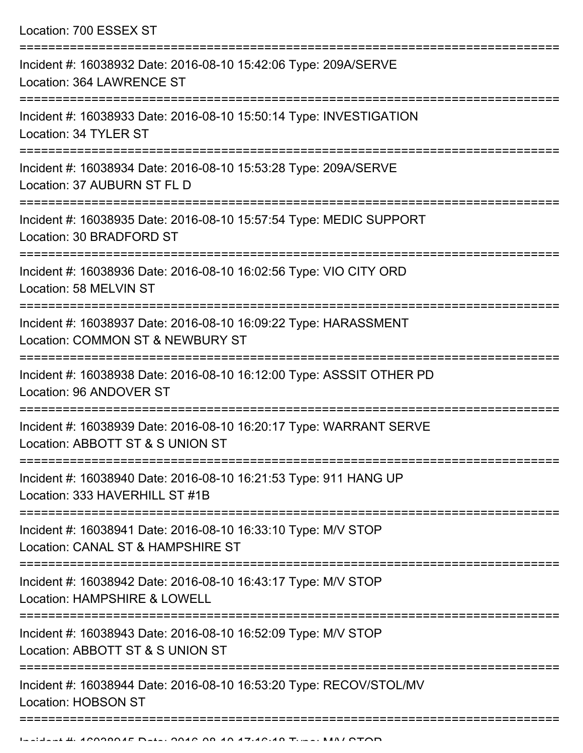Location: 700 ESSEX ST

===========================================================================

Incident #: 16038932 Date: 2016-08-10 15:42:06 Type: 209A/SERVE

Location: 364 LAWRENCE ST

===========================================================================

Incident #: 16038933 Date: 2016-08-10 15:50:14 Type: INVESTIGATION

Location: 34 TYLER ST

===========================================================================

Incident #: 16038934 Date: 2016-08-10 15:53:28 Type: 209A/SERVE

Location: 37 AUBURN ST FL D

===========================================================================

Incident #: 16038935 Date: 2016-08-10 15:57:54 Type: MEDIC SUPPORT

Location: 30 BRADFORD ST

===========================================================================

Incident #: 16038936 Date: 2016-08-10 16:02:56 Type: VIO CITY ORD

Location: 58 MELVIN ST

===========================================================================

Incident #: 16038937 Date: 2016-08-10 16:09:22 Type: HARASSMENT

Location: COMMON ST & NEWBURY ST

===========================================================================

Incident #: 16038938 Date: 2016-08-10 16:12:00 Type: ASSSIT OTHER PD

Location: 96 ANDOVER ST

===========================================================================

Incident #: 16038939 Date: 2016-08-10 16:20:17 Type: WARRANT SERVE

Location: ABBOTT ST & S UNION ST

===========================================================================

Incident #: 16038940 Date: 2016-08-10 16:21:53 Type: 911 HANG UP

Location: 333 HAVERHILL ST #1B

===========================================================================

Incident #: 16038941 Date: 2016-08-10 16:33:10 Type: M/V STOP

Location: CANAL ST & HAMPSHIRE ST

===========================================================================

Incident #: 16038942 Date: 2016-08-10 16:43:17 Type: M/V STOP

Location: HAMPSHIRE & LOWELL

===========================================================================

Incident #: 16038943 Date: 2016-08-10 16:52:09 Type: M/V STOP

Location: ABBOTT ST & S UNION ST

===========================================================================

Incident #: 16038944 Date: 2016-08-10 16:53:20 Type: RECOV/STOL/MV

Location: HOBSON ST

===========================================================================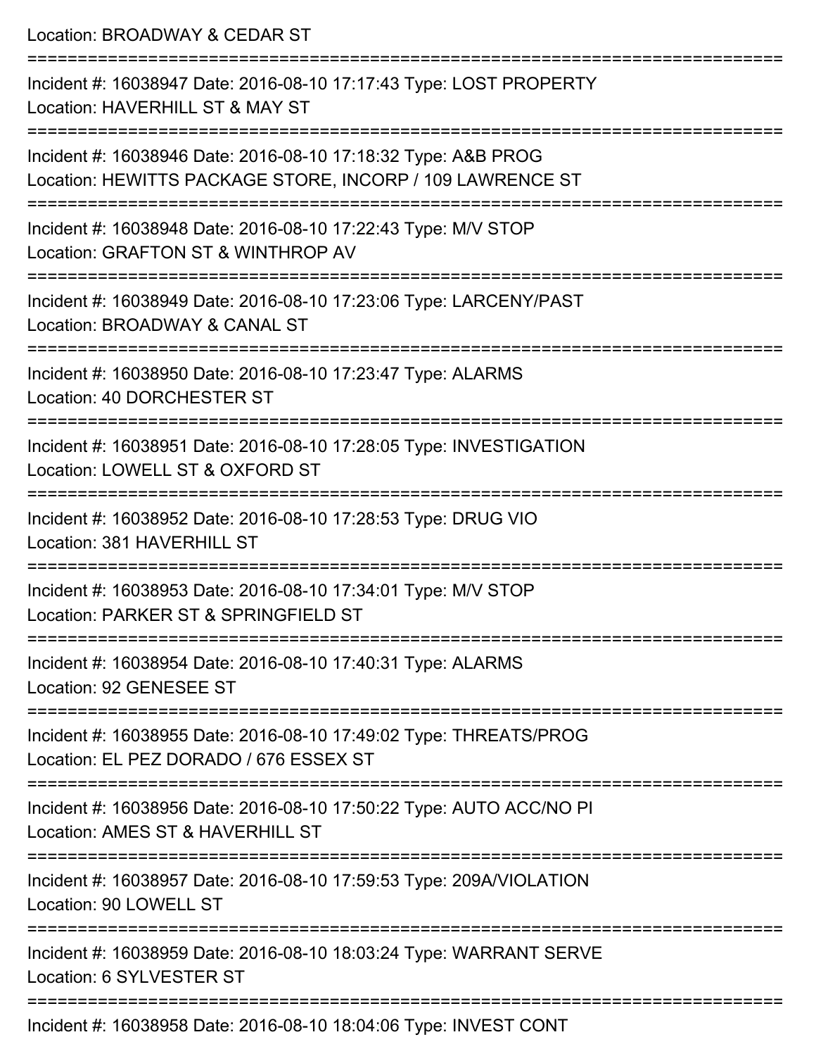Location: BROADWAY & CEDAR ST

===========================================================================

Incident #: 16038947 Date: 2016-08-10 17:17:43 Type: LOST PROPERTY
Location: HAVERHILL ST & MAY ST

===========================================================================

Incident #: 16038946 Date: 2016-08-10 17:18:32 Type: A&B PROG
Location: HEWITTS PACKAGE STORE, INCORP / 109 LAWRENCE ST

===========================================================================

Incident #: 16038948 Date: 2016-08-10 17:22:43 Type: M/V STOP
Location: GRAFTON ST & WINTHROP AV

===========================================================================

Incident #: 16038949 Date: 2016-08-10 17:23:06 Type: LARCENY/PAST
Location: BROADWAY & CANAL ST

===========================================================================

Incident #: 16038950 Date: 2016-08-10 17:23:47 Type: ALARMS
Location: 40 DORCHESTER ST

===========================================================================

Incident #: 16038951 Date: 2016-08-10 17:28:05 Type: INVESTIGATION
Location: LOWELL ST & OXFORD ST

===========================================================================

Incident #: 16038952 Date: 2016-08-10 17:28:53 Type: DRUG VIO
Location: 381 HAVERHILL ST

===========================================================================

Incident #: 16038953 Date: 2016-08-10 17:34:01 Type: M/V STOP
Location: PARKER ST & SPRINGFIELD ST

===========================================================================

Incident #: 16038954 Date: 2016-08-10 17:40:31 Type: ALARMS
Location: 92 GENESEE ST

===========================================================================

Incident #: 16038955 Date: 2016-08-10 17:49:02 Type: THREATS/PROG
Location: EL PEZ DORADO / 676 ESSEX ST

===========================================================================

Incident #: 16038956 Date: 2016-08-10 17:50:22 Type: AUTO ACC/NO PI
Location: AMES ST & HAVERHILL ST

===========================================================================

Incident #: 16038957 Date: 2016-08-10 17:59:53 Type: 209A/VIOLATION
Location: 90 LOWELL ST

===========================================================================

Incident #: 16038959 Date: 2016-08-10 18:03:24 Type: WARRANT SERVE
Location: 6 SYLVESTER ST

===========================================================================

Incident #: 16038958 Date: 2016-08-10 18:04:06 Type: INVEST CONT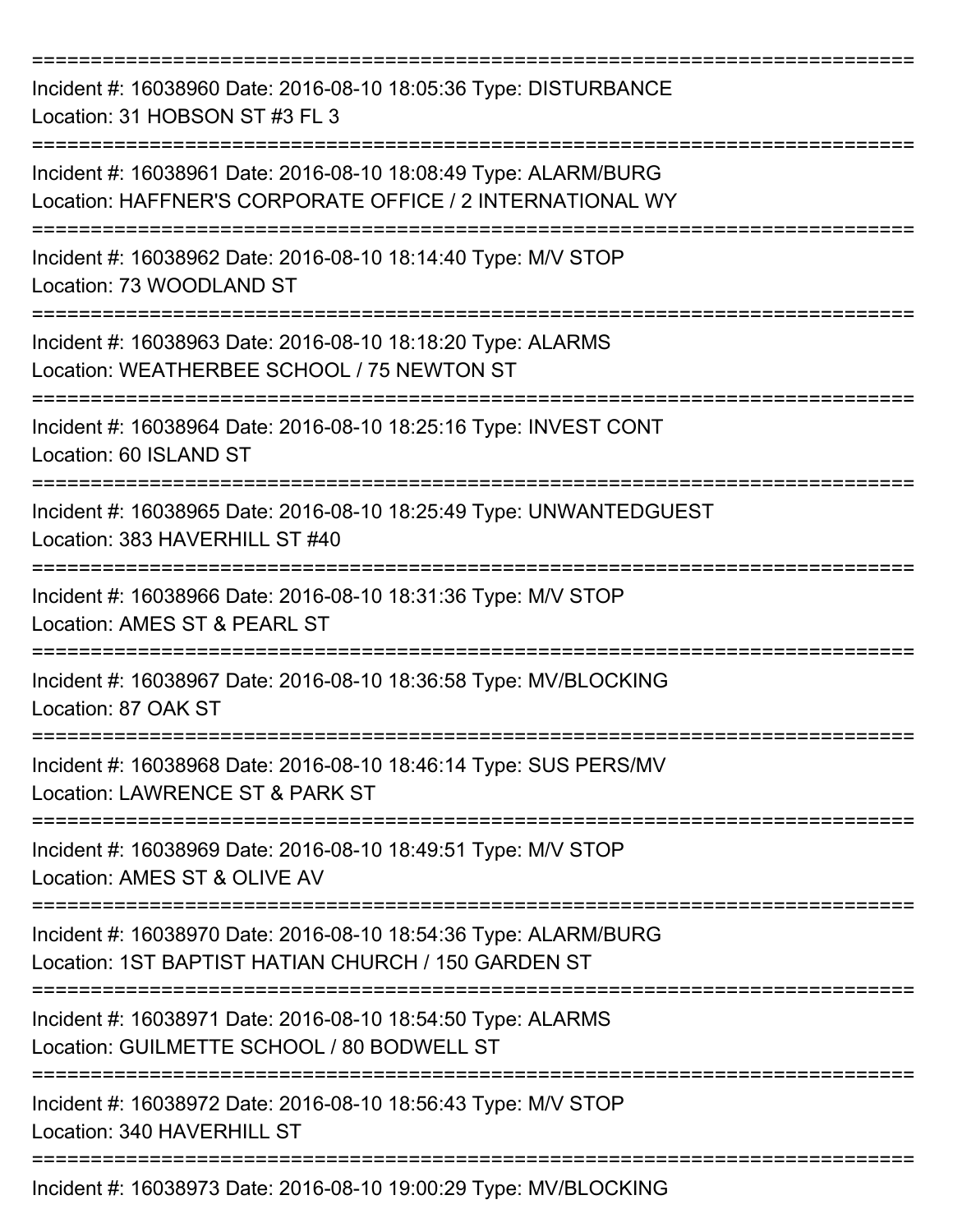===========================================================================

Incident #: 16038960 Date: 2016-08-10 18:05:36 Type: DISTURBANCE
Location: 31 HOBSON ST #3 FL 3

===========================================================================

Incident #: 16038961 Date: 2016-08-10 18:08:49 Type: ALARM/BURG
Location: HAFFNER'S CORPORATE OFFICE / 2 INTERNATIONAL WY

===========================================================================

Incident #: 16038962 Date: 2016-08-10 18:14:40 Type: M/V STOP
Location: 73 WOODLAND ST

===========================================================================

Incident #: 16038963 Date: 2016-08-10 18:18:20 Type: ALARMS
Location: WEATHERBEE SCHOOL / 75 NEWTON ST

===========================================================================

Incident #: 16038964 Date: 2016-08-10 18:25:16 Type: INVEST CONT
Location: 60 ISLAND ST

===========================================================================

Incident #: 16038965 Date: 2016-08-10 18:25:49 Type: UNWANTEDGUEST
Location: 383 HAVERHILL ST #40

===========================================================================

Incident #: 16038966 Date: 2016-08-10 18:31:36 Type: M/V STOP
Location: AMES ST & PEARL ST

===========================================================================

Incident #: 16038967 Date: 2016-08-10 18:36:58 Type: MV/BLOCKING
Location: 87 OAK ST

===========================================================================

Incident #: 16038968 Date: 2016-08-10 18:46:14 Type: SUS PERS/MV
Location: LAWRENCE ST & PARK ST

===========================================================================

Incident #: 16038969 Date: 2016-08-10 18:49:51 Type: M/V STOP
Location: AMES ST & OLIVE AV

===========================================================================

Incident #: 16038970 Date: 2016-08-10 18:54:36 Type: ALARM/BURG
Location: 1ST BAPTIST HATIAN CHURCH / 150 GARDEN ST

===========================================================================

Incident #: 16038971 Date: 2016-08-10 18:54:50 Type: ALARMS
Location: GUILMETTE SCHOOL / 80 BODWELL ST

===========================================================================

Incident #: 16038972 Date: 2016-08-10 18:56:43 Type: M/V STOP
Location: 340 HAVERHILL ST

===========================================================================

Incident #: 16038973 Date: 2016-08-10 19:00:29 Type: MV/BLOCKING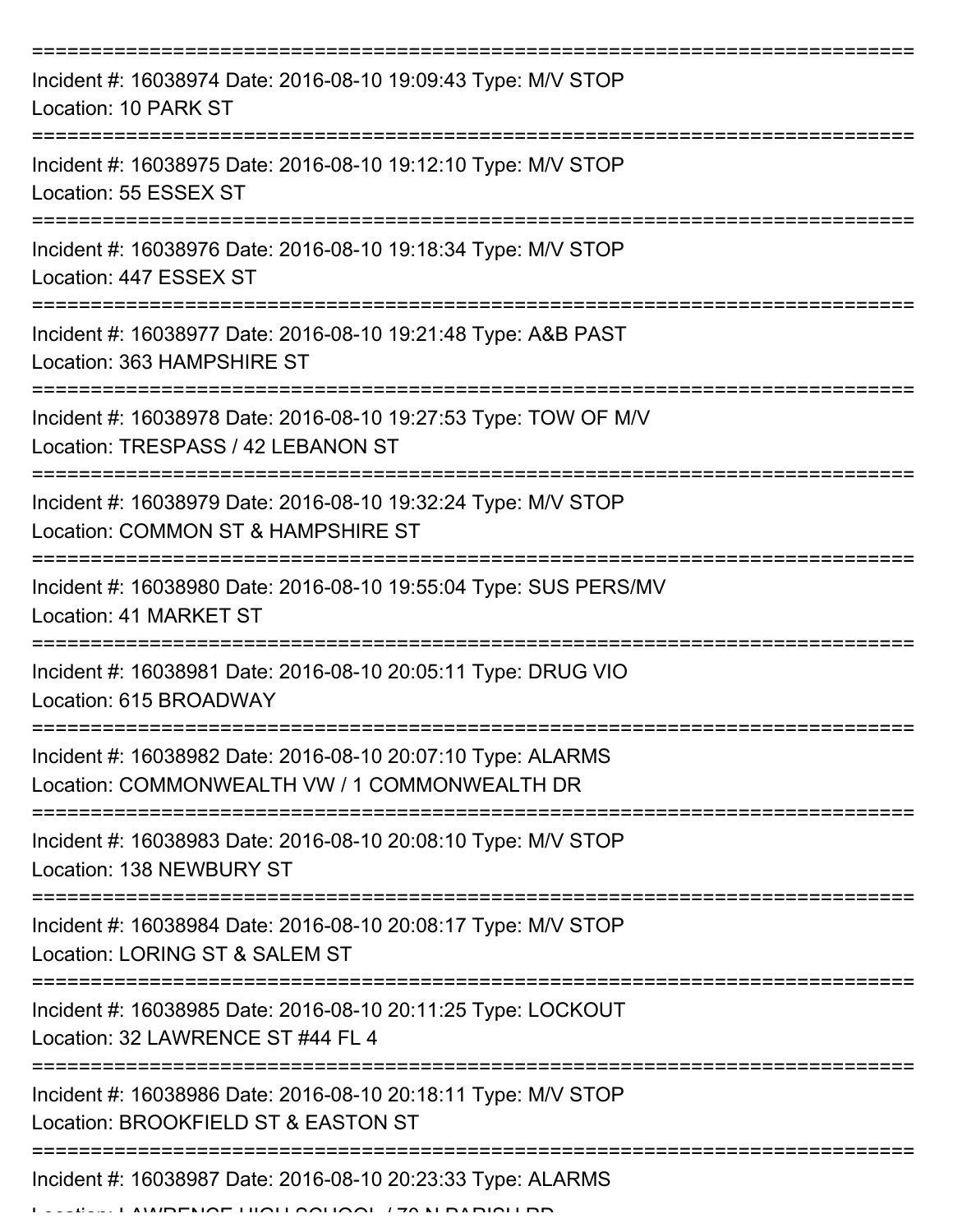===========================================================================

Incident #: 16038974 Date: 2016-08-10 19:09:43 Type: M/V STOP
Location: 10 PARK ST

===========================================================================

Incident #: 16038975 Date: 2016-08-10 19:12:10 Type: M/V STOP
Location: 55 ESSEX ST

===========================================================================

Incident #: 16038976 Date: 2016-08-10 19:18:34 Type: M/V STOP
Location: 447 ESSEX ST

===========================================================================

Incident #: 16038977 Date: 2016-08-10 19:21:48 Type: A&B PAST
Location: 363 HAMPSHIRE ST

===========================================================================

Incident #: 16038978 Date: 2016-08-10 19:27:53 Type: TOW OF M/V
Location: TRESPASS / 42 LEBANON ST

===========================================================================

Incident #: 16038979 Date: 2016-08-10 19:32:24 Type: M/V STOP
Location: COMMON ST & HAMPSHIRE ST

===========================================================================

Incident #: 16038980 Date: 2016-08-10 19:55:04 Type: SUS PERS/MV
Location: 41 MARKET ST

===========================================================================

Incident #: 16038981 Date: 2016-08-10 20:05:11 Type: DRUG VIO
Location: 615 BROADWAY

===========================================================================

Incident #: 16038982 Date: 2016-08-10 20:07:10 Type: ALARMS
Location: COMMONWEALTH VW / 1 COMMONWEALTH DR

===========================================================================

Incident #: 16038983 Date: 2016-08-10 20:08:10 Type: M/V STOP
Location: 138 NEWBURY ST

===========================================================================

Incident #: 16038984 Date: 2016-08-10 20:08:17 Type: M/V STOP
Location: LORING ST & SALEM ST

===========================================================================

Incident #: 16038985 Date: 2016-08-10 20:11:25 Type: LOCKOUT
Location: 32 LAWRENCE ST #44 FL 4

===========================================================================

Incident #: 16038986 Date: 2016-08-10 20:18:11 Type: M/V STOP
Location: BROOKFIELD ST & EASTON ST

===========================================================================

Incident #: 16038987 Date: 2016-08-10 20:23:33 Type: ALARMS
Location: LAWRENCE HIGH SCHOOL / 70 N PARISH RD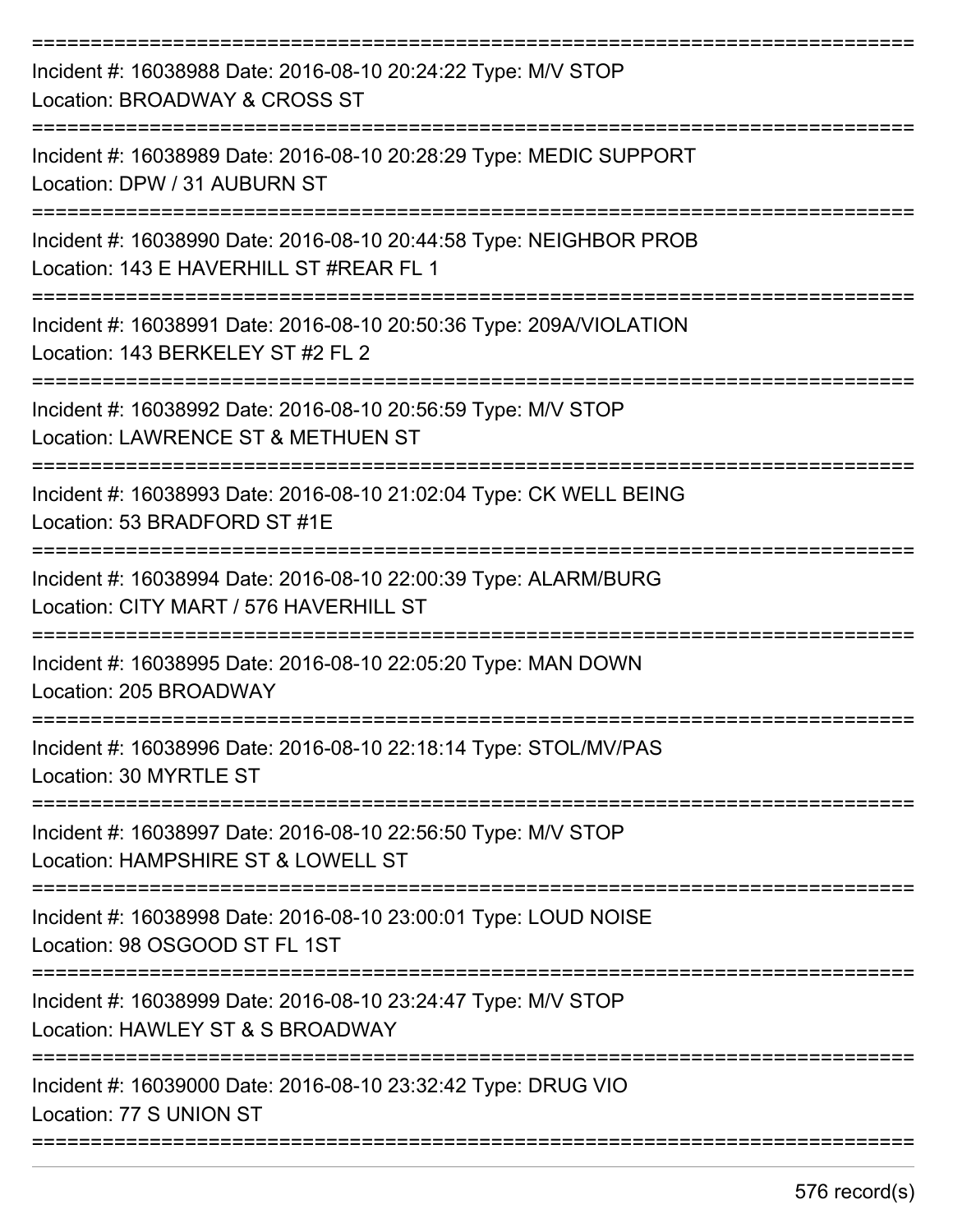===========================================================================

Incident #: 16038988 Date: 2016-08-10 20:24:22 Type: M/V STOP
Location: BROADWAY & CROSS ST

===========================================================================

Incident #: 16038989 Date: 2016-08-10 20:28:29 Type: MEDIC SUPPORT
Location: DPW / 31 AUBURN ST

===========================================================================

Incident #: 16038990 Date: 2016-08-10 20:44:58 Type: NEIGHBOR PROB
Location: 143 E HAVERHILL ST #REAR FL 1

===========================================================================

Incident #: 16038991 Date: 2016-08-10 20:50:36 Type: 209A/VIOLATION
Location: 143 BERKELEY ST #2 FL 2

===========================================================================

Incident #: 16038992 Date: 2016-08-10 20:56:59 Type: M/V STOP
Location: LAWRENCE ST & METHUEN ST

===========================================================================

Incident #: 16038993 Date: 2016-08-10 21:02:04 Type: CK WELL BEING
Location: 53 BRADFORD ST #1E

===========================================================================

Incident #: 16038994 Date: 2016-08-10 22:00:39 Type: ALARM/BURG
Location: CITY MART / 576 HAVERHILL ST

===========================================================================

Incident #: 16038995 Date: 2016-08-10 22:05:20 Type: MAN DOWN
Location: 205 BROADWAY

===========================================================================

Incident #: 16038996 Date: 2016-08-10 22:18:14 Type: STOL/MV/PAS
Location: 30 MYRTLE ST

===========================================================================

Incident #: 16038997 Date: 2016-08-10 22:56:50 Type: M/V STOP
Location: HAMPSHIRE ST & LOWELL ST

===========================================================================

Incident #: 16038998 Date: 2016-08-10 23:00:01 Type: LOUD NOISE
Location: 98 OSGOOD ST FL 1ST

===========================================================================

Incident #: 16038999 Date: 2016-08-10 23:24:47 Type: M/V STOP
Location: HAWLEY ST & S BROADWAY

===========================================================================

Incident #: 16039000 Date: 2016-08-10 23:32:42 Type: DRUG VIO
Location: 77 S UNION ST

===========================================================================

576 record(s)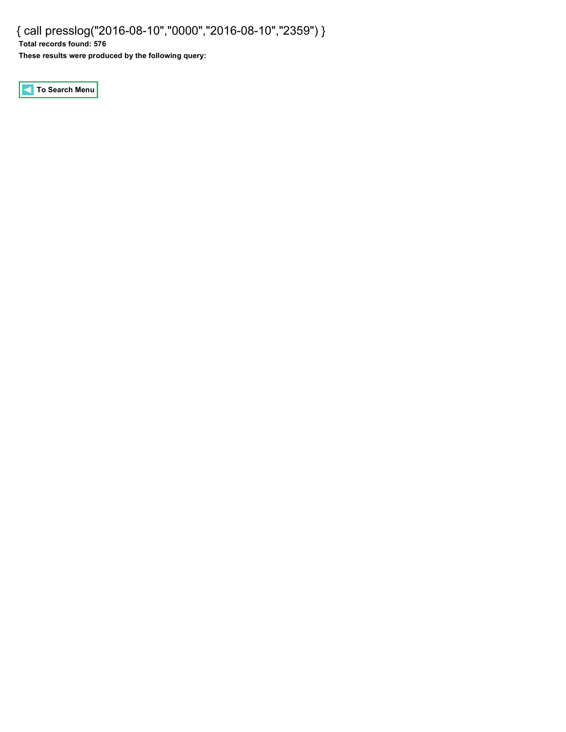{ call presslog("2016-08-10","0000","2016-08-10","2359") }

**Total records found: 576**

**These results were produced by the following query:**

**To Search Menu**